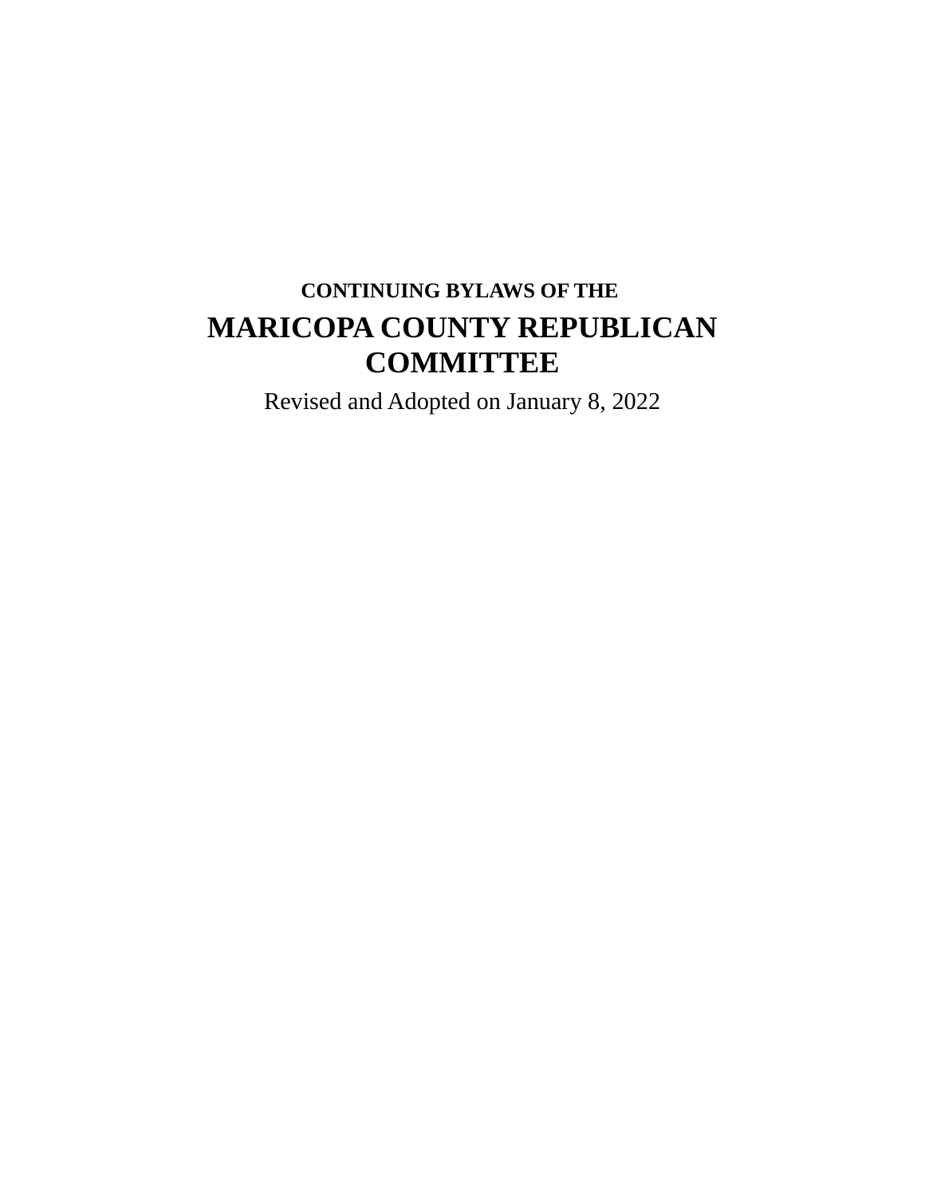**CONTINUING BYLAWS OF THE**

# MARICOPA COUNTY REPUBLICAN COMMITTEE

Revised and Adopted on January 8, 2022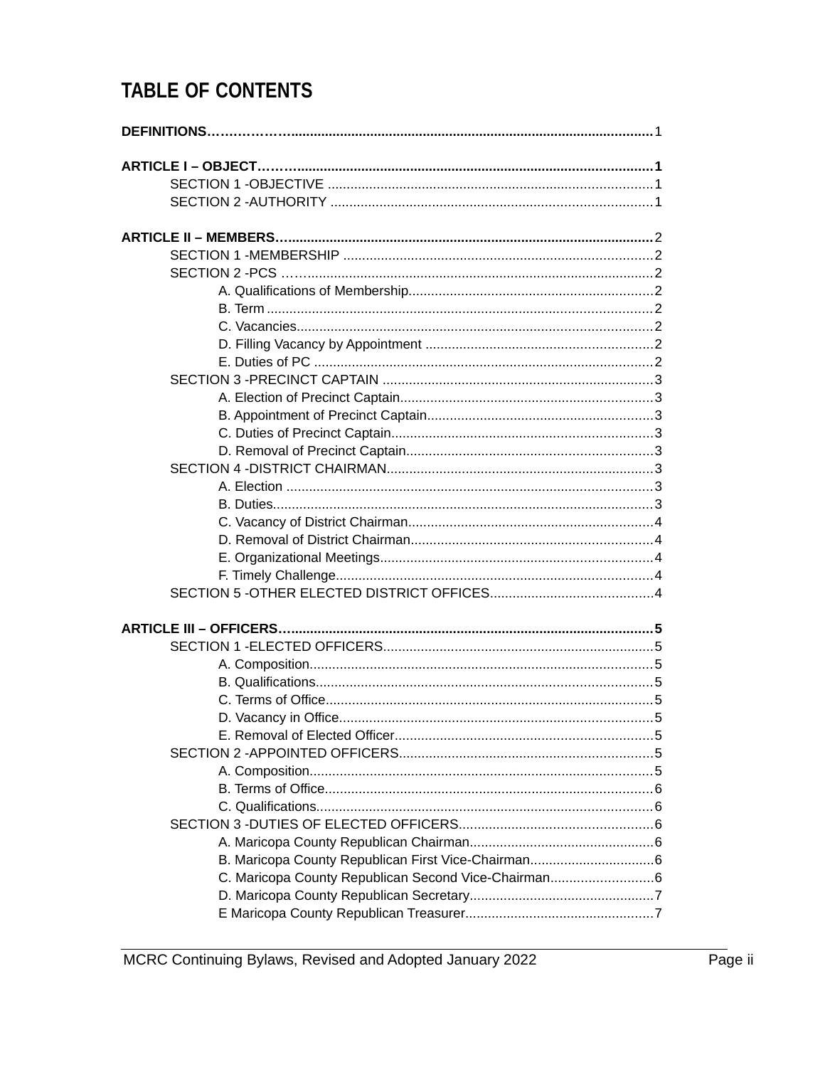# TABLE OF CONTENTS

**DEFINITIONS** ........ 1

**ARTICLE I – OBJECT** ........ **1**

- SECTION 1 -OBJECTIVE ........ 1
- SECTION 2 -AUTHORITY ........ 1

**ARTICLE II – MEMBERS** ........ 2

- SECTION 1 -MEMBERSHIP ........ 2
- SECTION 2 -PCS ........ 2
  - A. Qualifications of Membership ........ 2
  - B. Term ........ 2
  - C. Vacancies ........ 2
  - D. Filling Vacancy by Appointment ........ 2
  - E. Duties of PC ........ 2
- SECTION 3 -PRECINCT CAPTAIN ........ 3
  - A. Election of Precinct Captain ........ 3
  - B. Appointment of Precinct Captain ........ 3
  - C. Duties of Precinct Captain ........ 3
  - D. Removal of Precinct Captain ........ 3
- SECTION 4 -DISTRICT CHAIRMAN ........ 3
  - A. Election ........ 3
  - B. Duties ........ 3
  - C. Vacancy of District Chairman ........ 4
  - D. Removal of District Chairman ........ 4
  - E. Organizational Meetings ........ 4
  - F. Timely Challenge ........ 4
- SECTION 5 -OTHER ELECTED DISTRICT OFFICES ........ 4

**ARTICLE III – OFFICERS** ........ **5**

- SECTION 1 -ELECTED OFFICERS ........ 5
  - A. Composition ........ 5
  - B. Qualifications ........ 5
  - C. Terms of Office ........ 5
  - D. Vacancy in Office ........ 5
  - E. Removal of Elected Officer ........ 5
- SECTION 2 -APPOINTED OFFICERS ........ 5
  - A. Composition ........ 5
  - B. Terms of Office ........ 6
  - C. Qualifications ........ 6
- SECTION 3 -DUTIES OF ELECTED OFFICERS ........ 6
  - A. Maricopa County Republican Chairman ........ 6
  - B. Maricopa County Republican First Vice-Chairman ........ 6
  - C. Maricopa County Republican Second Vice-Chairman ........ 6
  - D. Maricopa County Republican Secretary ........ 7
  - E Maricopa County Republican Treasurer ........ 7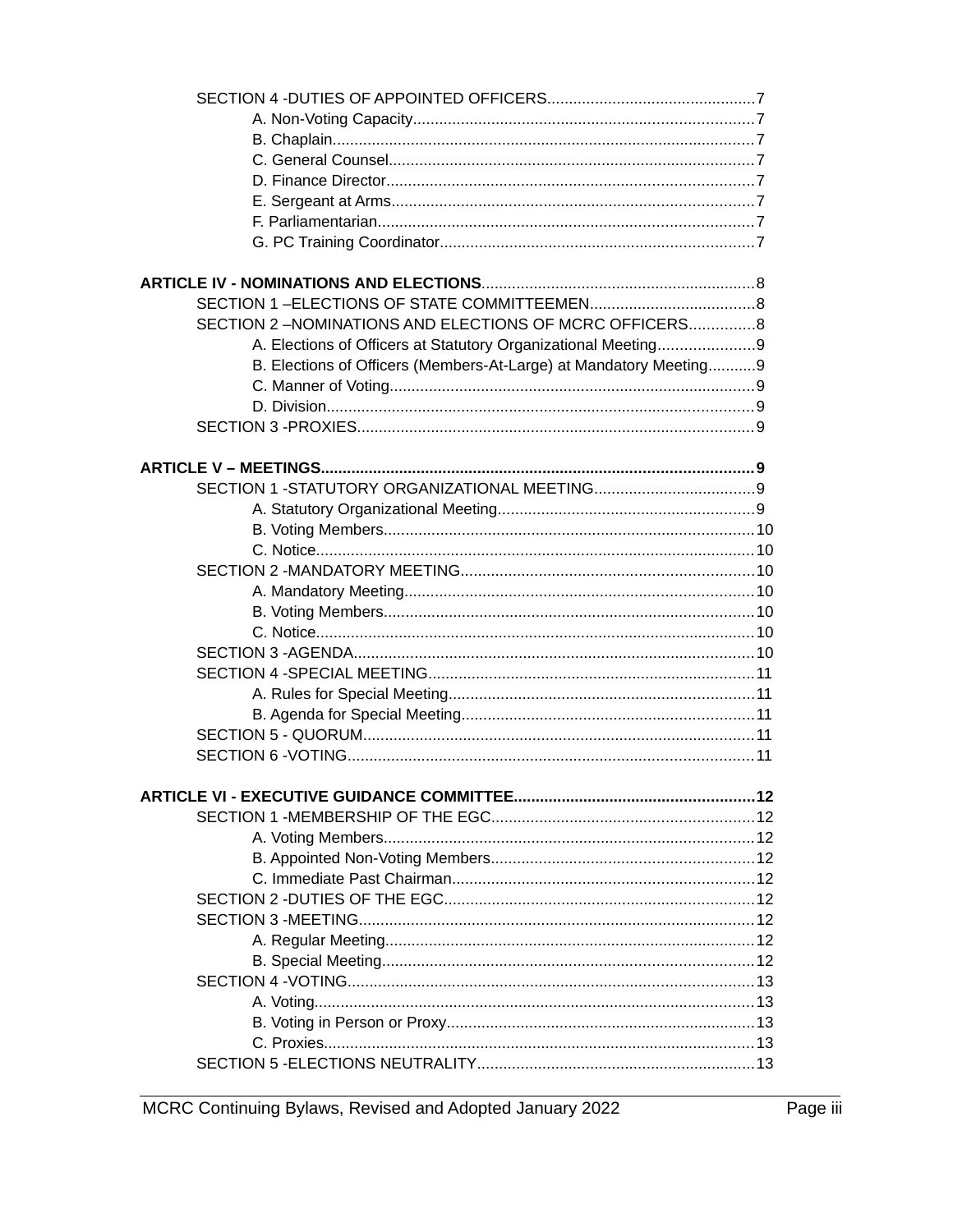SECTION 4 -DUTIES OF APPOINTED OFFICERS....7
- A. Non-Voting Capacity....7
- B. Chaplain....7
- C. General Counsel....7
- D. Finance Director....7
- E. Sergeant at Arms....7
- F. Parliamentarian....7
- G. PC Training Coordinator....7

**ARTICLE IV - NOMINATIONS AND ELECTIONS**....8

SECTION 1 –ELECTIONS OF STATE COMMITTEEMEN....8

SECTION 2 –NOMINATIONS AND ELECTIONS OF MCRC OFFICERS....8
- A. Elections of Officers at Statutory Organizational Meeting....9
- B. Elections of Officers (Members-At-Large) at Mandatory Meeting....9
- C. Manner of Voting....9
- D. Division....9

SECTION 3 -PROXIES....9

**ARTICLE V – MEETINGS....9**

SECTION 1 -STATUTORY ORGANIZATIONAL MEETING....9
- A. Statutory Organizational Meeting....9
- B. Voting Members....10
- C. Notice....10

SECTION 2 -MANDATORY MEETING....10
- A. Mandatory Meeting....10
- B. Voting Members....10
- C. Notice....10

SECTION 3 -AGENDA....10

SECTION 4 -SPECIAL MEETING....11
- A. Rules for Special Meeting....11
- B. Agenda for Special Meeting....11

SECTION 5 - QUORUM....11

SECTION 6 -VOTING....11

**ARTICLE VI - EXECUTIVE GUIDANCE COMMITTEE....12**

SECTION 1 -MEMBERSHIP OF THE EGC....12
- A. Voting Members....12
- B. Appointed Non-Voting Members....12
- C. Immediate Past Chairman....12

SECTION 2 -DUTIES OF THE EGC....12

SECTION 3 -MEETING....12
- A. Regular Meeting....12
- B. Special Meeting....12

SECTION 4 -VOTING....13
- A. Voting....13
- B. Voting in Person or Proxy....13
- C. Proxies....13

SECTION 5 -ELECTIONS NEUTRALITY....13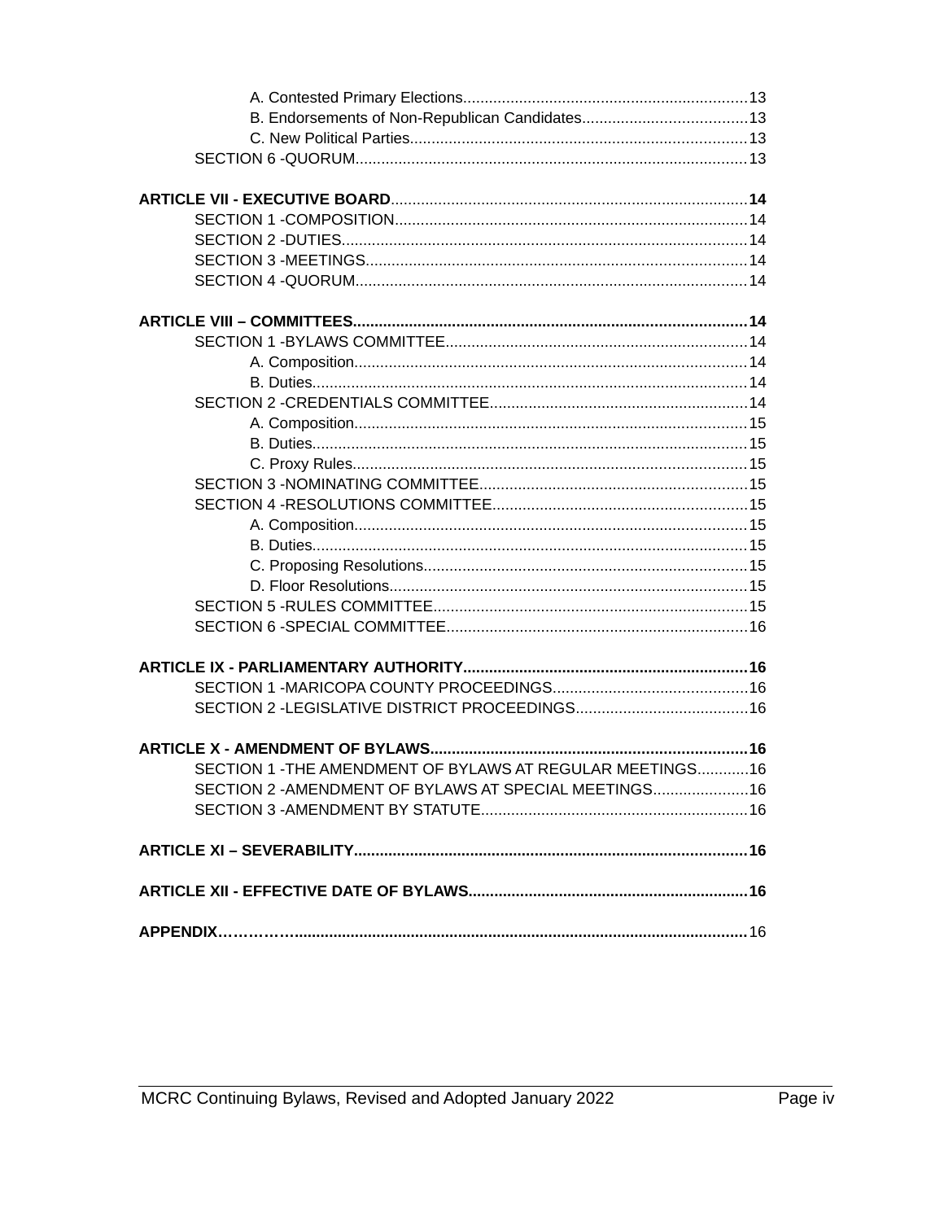A. Contested Primary Elections .......... 13
B. Endorsements of Non-Republican Candidates .......... 13
C. New Political Parties .......... 13
SECTION 6 -QUORUM .......... 13

**ARTICLE VII - EXECUTIVE BOARD** .......... **14**
SECTION 1 -COMPOSITION .......... 14
SECTION 2 -DUTIES .......... 14
SECTION 3 -MEETINGS .......... 14
SECTION 4 -QUORUM .......... 14

**ARTICLE VIII – COMMITTEES** .......... **14**
SECTION 1 -BYLAWS COMMITTEE .......... 14
A. Composition .......... 14
B. Duties .......... 14
SECTION 2 -CREDENTIALS COMMITTEE .......... 14
A. Composition .......... 15
B. Duties .......... 15
C. Proxy Rules .......... 15
SECTION 3 -NOMINATING COMMITTEE .......... 15
SECTION 4 -RESOLUTIONS COMMITTEE .......... 15
A. Composition .......... 15
B. Duties .......... 15
C. Proposing Resolutions .......... 15
D. Floor Resolutions .......... 15
SECTION 5 -RULES COMMITTEE .......... 15
SECTION 6 -SPECIAL COMMITTEE .......... 16

**ARTICLE IX - PARLIAMENTARY AUTHORITY** .......... **16**
SECTION 1 -MARICOPA COUNTY PROCEEDINGS .......... 16
SECTION 2 -LEGISLATIVE DISTRICT PROCEEDINGS .......... 16

**ARTICLE X - AMENDMENT OF BYLAWS** .......... **16**
SECTION 1 -THE AMENDMENT OF BYLAWS AT REGULAR MEETINGS .......... 16
SECTION 2 -AMENDMENT OF BYLAWS AT SPECIAL MEETINGS .......... 16
SECTION 3 -AMENDMENT BY STATUTE .......... 16

**ARTICLE XI – SEVERABILITY** .......... **16**

**ARTICLE XII - EFFECTIVE DATE OF BYLAWS** .......... **16**

**APPENDIX** .......... 16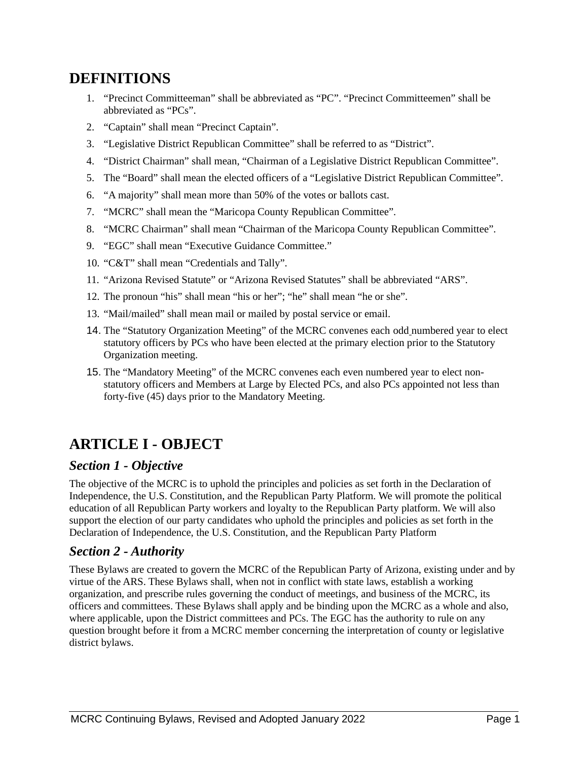# DEFINITIONS

1. "Precinct Committeeman" shall be abbreviated as "PC". "Precinct Committeemen" shall be abbreviated as "PCs".
2. "Captain" shall mean "Precinct Captain".
3. "Legislative District Republican Committee" shall be referred to as "District".
4. "District Chairman" shall mean, "Chairman of a Legislative District Republican Committee".
5. The "Board" shall mean the elected officers of a "Legislative District Republican Committee".
6. "A majority" shall mean more than 50% of the votes or ballots cast.
7. "MCRC" shall mean the "Maricopa County Republican Committee".
8. "MCRC Chairman" shall mean "Chairman of the Maricopa County Republican Committee".
9. "EGC" shall mean "Executive Guidance Committee."
10. "C&T" shall mean "Credentials and Tally".
11. "Arizona Revised Statute" or "Arizona Revised Statutes" shall be abbreviated "ARS".
12. The pronoun "his" shall mean "his or her"; "he" shall mean "he or she".
13. "Mail/mailed" shall mean mail or mailed by postal service or email.
14. The "Statutory Organization Meeting" of the MCRC convenes each odd numbered year to elect statutory officers by PCs who have been elected at the primary election prior to the Statutory Organization meeting.
15. The "Mandatory Meeting" of the MCRC convenes each even numbered year to elect non-statutory officers and Members at Large by Elected PCs, and also PCs appointed not less than forty-five (45) days prior to the Mandatory Meeting.

# ARTICLE I - OBJECT

## *Section 1 - Objective*

The objective of the MCRC is to uphold the principles and policies as set forth in the Declaration of Independence, the U.S. Constitution, and the Republican Party Platform. We will promote the political education of all Republican Party workers and loyalty to the Republican Party platform. We will also support the election of our party candidates who uphold the principles and policies as set forth in the Declaration of Independence, the U.S. Constitution, and the Republican Party Platform

## *Section 2 - Authority*

These Bylaws are created to govern the MCRC of the Republican Party of Arizona, existing under and by virtue of the ARS. These Bylaws shall, when not in conflict with state laws, establish a working organization, and prescribe rules governing the conduct of meetings, and business of the MCRC, its officers and committees. These Bylaws shall apply and be binding upon the MCRC as a whole and also, where applicable, upon the District committees and PCs. The EGC has the authority to rule on any question brought before it from a MCRC member concerning the interpretation of county or legislative district bylaws.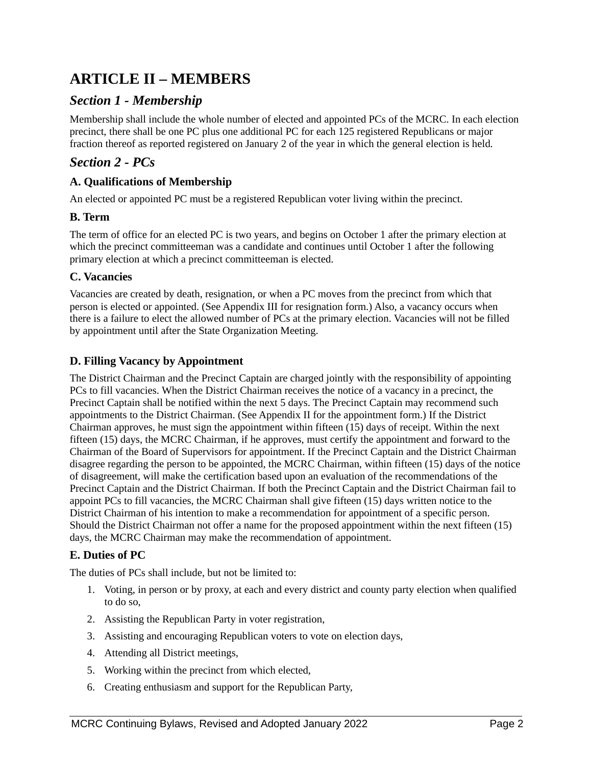# ARTICLE II – MEMBERS

## *Section 1 - Membership*

Membership shall include the whole number of elected and appointed PCs of the MCRC. In each election precinct, there shall be one PC plus one additional PC for each 125 registered Republicans or major fraction thereof as reported registered on January 2 of the year in which the general election is held.

## *Section 2 - PCs*

### A. Qualifications of Membership

An elected or appointed PC must be a registered Republican voter living within the precinct.

### B. Term

The term of office for an elected PC is two years, and begins on October 1 after the primary election at which the precinct committeeman was a candidate and continues until October 1 after the following primary election at which a precinct committeeman is elected.

### C. Vacancies

Vacancies are created by death, resignation, or when a PC moves from the precinct from which that person is elected or appointed. (See Appendix III for resignation form.) Also, a vacancy occurs when there is a failure to elect the allowed number of PCs at the primary election. Vacancies will not be filled by appointment until after the State Organization Meeting.

### D. Filling Vacancy by Appointment

The District Chairman and the Precinct Captain are charged jointly with the responsibility of appointing PCs to fill vacancies. When the District Chairman receives the notice of a vacancy in a precinct, the Precinct Captain shall be notified within the next 5 days. The Precinct Captain may recommend such appointments to the District Chairman. (See Appendix II for the appointment form.) If the District Chairman approves, he must sign the appointment within fifteen (15) days of receipt. Within the next fifteen (15) days, the MCRC Chairman, if he approves, must certify the appointment and forward to the Chairman of the Board of Supervisors for appointment. If the Precinct Captain and the District Chairman disagree regarding the person to be appointed, the MCRC Chairman, within fifteen (15) days of the notice of disagreement, will make the certification based upon an evaluation of the recommendations of the Precinct Captain and the District Chairman. If both the Precinct Captain and the District Chairman fail to appoint PCs to fill vacancies, the MCRC Chairman shall give fifteen (15) days written notice to the District Chairman of his intention to make a recommendation for appointment of a specific person. Should the District Chairman not offer a name for the proposed appointment within the next fifteen (15) days, the MCRC Chairman may make the recommendation of appointment.

### E. Duties of PC

The duties of PCs shall include, but not be limited to:

1. Voting, in person or by proxy, at each and every district and county party election when qualified to do so,
2. Assisting the Republican Party in voter registration,
3. Assisting and encouraging Republican voters to vote on election days,
4. Attending all District meetings,
5. Working within the precinct from which elected,
6. Creating enthusiasm and support for the Republican Party,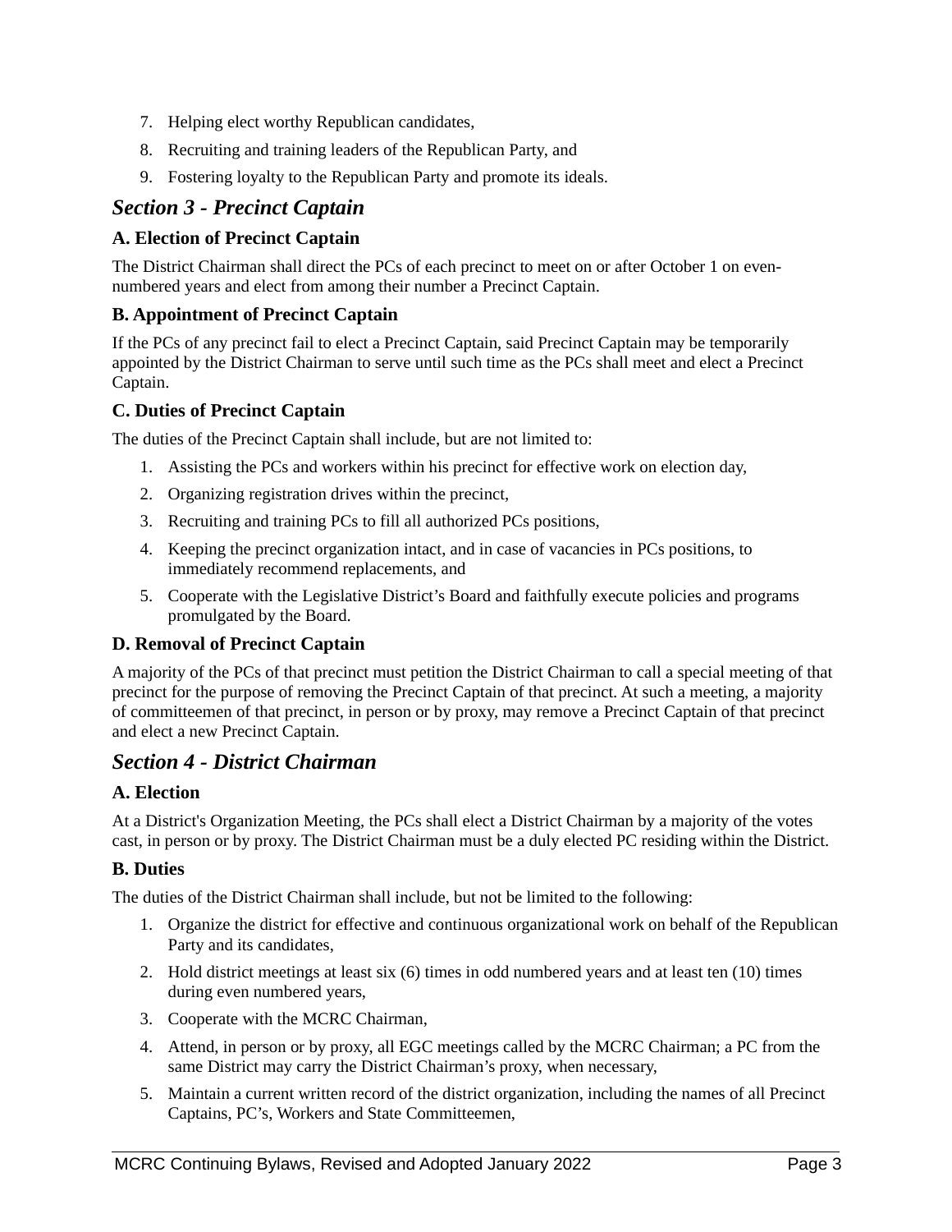7. Helping elect worthy Republican candidates,
8. Recruiting and training leaders of the Republican Party, and
9. Fostering loyalty to the Republican Party and promote its ideals.

## *Section 3 - Precinct Captain*

### A. Election of Precinct Captain

The District Chairman shall direct the PCs of each precinct to meet on or after October 1 on even-numbered years and elect from among their number a Precinct Captain.

### B. Appointment of Precinct Captain

If the PCs of any precinct fail to elect a Precinct Captain, said Precinct Captain may be temporarily appointed by the District Chairman to serve until such time as the PCs shall meet and elect a Precinct Captain.

### C. Duties of Precinct Captain

The duties of the Precinct Captain shall include, but are not limited to:

1. Assisting the PCs and workers within his precinct for effective work on election day,
2. Organizing registration drives within the precinct,
3. Recruiting and training PCs to fill all authorized PCs positions,
4. Keeping the precinct organization intact, and in case of vacancies in PCs positions, to immediately recommend replacements, and
5. Cooperate with the Legislative District's Board and faithfully execute policies and programs promulgated by the Board.

### D. Removal of Precinct Captain

A majority of the PCs of that precinct must petition the District Chairman to call a special meeting of that precinct for the purpose of removing the Precinct Captain of that precinct. At such a meeting, a majority of committeemen of that precinct, in person or by proxy, may remove a Precinct Captain of that precinct and elect a new Precinct Captain.

## *Section 4 - District Chairman*

### A. Election

At a District's Organization Meeting, the PCs shall elect a District Chairman by a majority of the votes cast, in person or by proxy. The District Chairman must be a duly elected PC residing within the District.

### B. Duties

The duties of the District Chairman shall include, but not be limited to the following:

1. Organize the district for effective and continuous organizational work on behalf of the Republican Party and its candidates,
2. Hold district meetings at least six (6) times in odd numbered years and at least ten (10) times during even numbered years,
3. Cooperate with the MCRC Chairman,
4. Attend, in person or by proxy, all EGC meetings called by the MCRC Chairman; a PC from the same District may carry the District Chairman's proxy, when necessary,
5. Maintain a current written record of the district organization, including the names of all Precinct Captains, PC's, Workers and State Committeemen,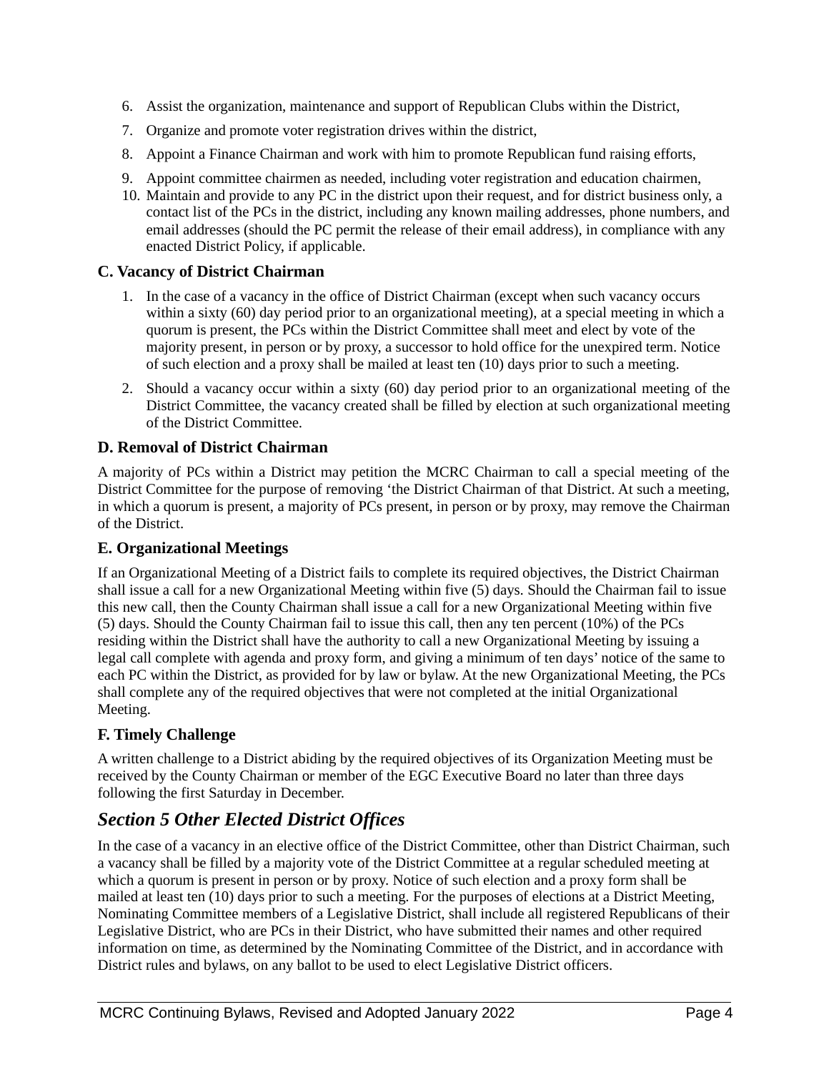6. Assist the organization, maintenance and support of Republican Clubs within the District,
7. Organize and promote voter registration drives within the district,
8. Appoint a Finance Chairman and work with him to promote Republican fund raising efforts,
9. Appoint committee chairmen as needed, including voter registration and education chairmen,
10. Maintain and provide to any PC in the district upon their request, and for district business only, a contact list of the PCs in the district, including any known mailing addresses, phone numbers, and email addresses (should the PC permit the release of their email address), in compliance with any enacted District Policy, if applicable.

### C. Vacancy of District Chairman

1. In the case of a vacancy in the office of District Chairman (except when such vacancy occurs within a sixty (60) day period prior to an organizational meeting), at a special meeting in which a quorum is present, the PCs within the District Committee shall meet and elect by vote of the majority present, in person or by proxy, a successor to hold office for the unexpired term. Notice of such election and a proxy shall be mailed at least ten (10) days prior to such a meeting.
2. Should a vacancy occur within a sixty (60) day period prior to an organizational meeting of the District Committee, the vacancy created shall be filled by election at such organizational meeting of the District Committee.

### D. Removal of District Chairman

A majority of PCs within a District may petition the MCRC Chairman to call a special meeting of the District Committee for the purpose of removing ‘the District Chairman of that District. At such a meeting, in which a quorum is present, a majority of PCs present, in person or by proxy, may remove the Chairman of the District.

### E. Organizational Meetings

If an Organizational Meeting of a District fails to complete its required objectives, the District Chairman shall issue a call for a new Organizational Meeting within five (5) days. Should the Chairman fail to issue this new call, then the County Chairman shall issue a call for a new Organizational Meeting within five (5) days. Should the County Chairman fail to issue this call, then any ten percent (10%) of the PCs residing within the District shall have the authority to call a new Organizational Meeting by issuing a legal call complete with agenda and proxy form, and giving a minimum of ten days' notice of the same to each PC within the District, as provided for by law or bylaw. At the new Organizational Meeting, the PCs shall complete any of the required objectives that were not completed at the initial Organizational Meeting.

### F. Timely Challenge

A written challenge to a District abiding by the required objectives of its Organization Meeting must be received by the County Chairman or member of the EGC Executive Board no later than three days following the first Saturday in December.

## *Section 5 Other Elected District Offices*

In the case of a vacancy in an elective office of the District Committee, other than District Chairman, such a vacancy shall be filled by a majority vote of the District Committee at a regular scheduled meeting at which a quorum is present in person or by proxy. Notice of such election and a proxy form shall be mailed at least ten (10) days prior to such a meeting. For the purposes of elections at a District Meeting, Nominating Committee members of a Legislative District, shall include all registered Republicans of their Legislative District, who are PCs in their District, who have submitted their names and other required information on time, as determined by the Nominating Committee of the District, and in accordance with District rules and bylaws, on any ballot to be used to elect Legislative District officers.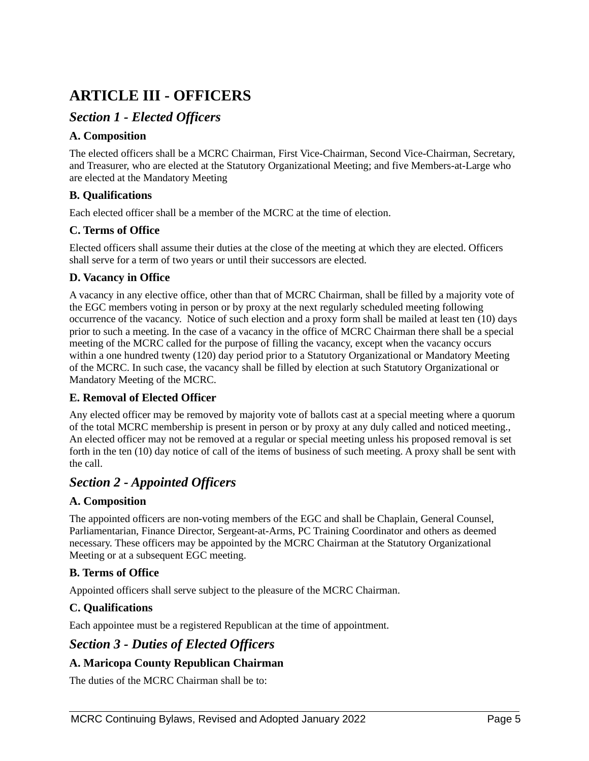# ARTICLE III - OFFICERS

## *Section 1 - Elected Officers*

### A. Composition

The elected officers shall be a MCRC Chairman, First Vice-Chairman, Second Vice-Chairman, Secretary, and Treasurer, who are elected at the Statutory Organizational Meeting; and five Members-at-Large who are elected at the Mandatory Meeting

### B. Qualifications

Each elected officer shall be a member of the MCRC at the time of election.

### C. Terms of Office

Elected officers shall assume their duties at the close of the meeting at which they are elected. Officers shall serve for a term of two years or until their successors are elected.

### D. Vacancy in Office

A vacancy in any elective office, other than that of MCRC Chairman, shall be filled by a majority vote of the EGC members voting in person or by proxy at the next regularly scheduled meeting following occurrence of the vacancy. Notice of such election and a proxy form shall be mailed at least ten (10) days prior to such a meeting. In the case of a vacancy in the office of MCRC Chairman there shall be a special meeting of the MCRC called for the purpose of filling the vacancy, except when the vacancy occurs within a one hundred twenty (120) day period prior to a Statutory Organizational or Mandatory Meeting of the MCRC. In such case, the vacancy shall be filled by election at such Statutory Organizational or Mandatory Meeting of the MCRC.

### E. Removal of Elected Officer

Any elected officer may be removed by majority vote of ballots cast at a special meeting where a quorum of the total MCRC membership is present in person or by proxy at any duly called and noticed meeting., An elected officer may not be removed at a regular or special meeting unless his proposed removal is set forth in the ten (10) day notice of call of the items of business of such meeting. A proxy shall be sent with the call.

## *Section 2 - Appointed Officers*

### A. Composition

The appointed officers are non-voting members of the EGC and shall be Chaplain, General Counsel, Parliamentarian, Finance Director, Sergeant-at-Arms, PC Training Coordinator and others as deemed necessary. These officers may be appointed by the MCRC Chairman at the Statutory Organizational Meeting or at a subsequent EGC meeting.

### B. Terms of Office

Appointed officers shall serve subject to the pleasure of the MCRC Chairman.

### C. Qualifications

Each appointee must be a registered Republican at the time of appointment.

## *Section 3 - Duties of Elected Officers*

### A. Maricopa County Republican Chairman

The duties of the MCRC Chairman shall be to: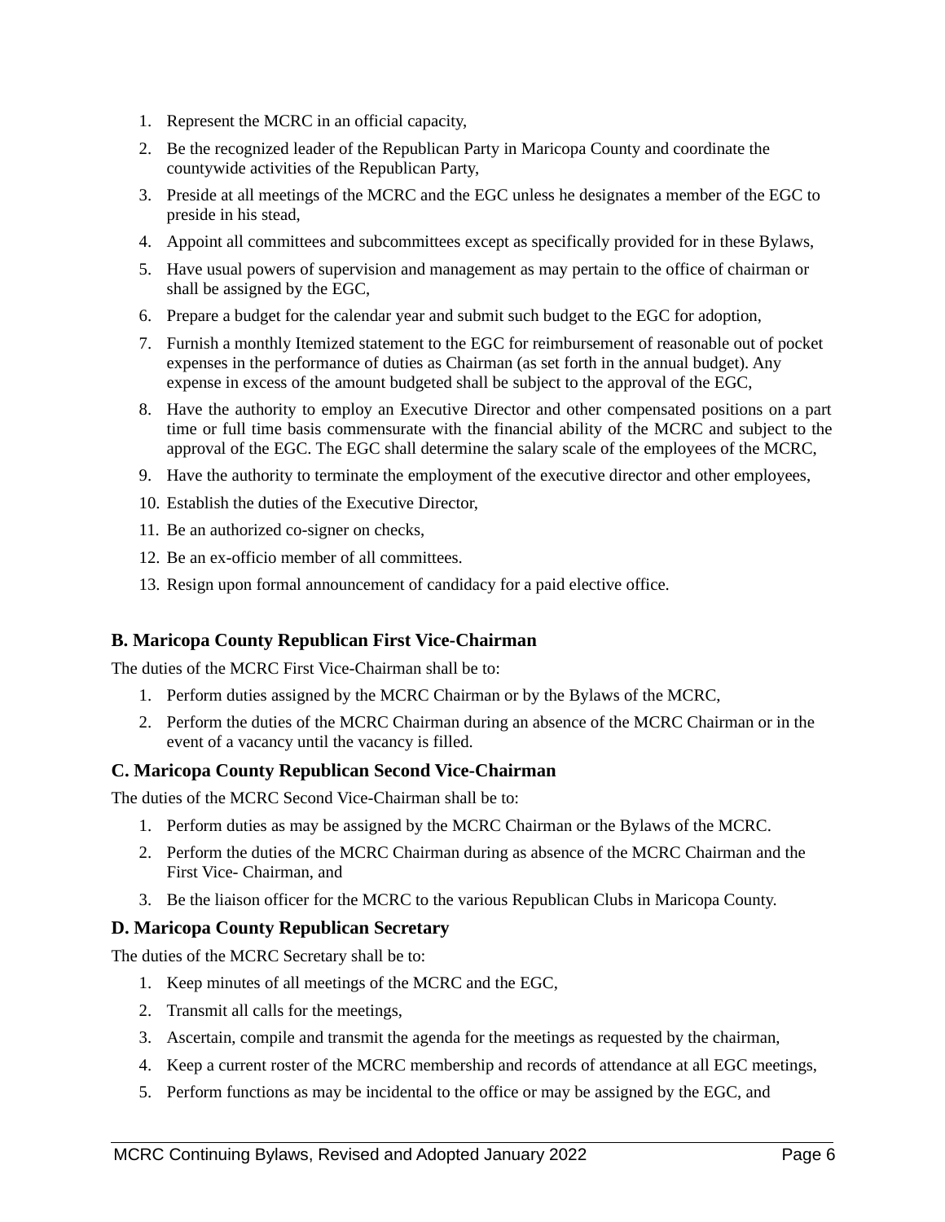1. Represent the MCRC in an official capacity,
2. Be the recognized leader of the Republican Party in Maricopa County and coordinate the countywide activities of the Republican Party,
3. Preside at all meetings of the MCRC and the EGC unless he designates a member of the EGC to preside in his stead,
4. Appoint all committees and subcommittees except as specifically provided for in these Bylaws,
5. Have usual powers of supervision and management as may pertain to the office of chairman or shall be assigned by the EGC,
6. Prepare a budget for the calendar year and submit such budget to the EGC for adoption,
7. Furnish a monthly Itemized statement to the EGC for reimbursement of reasonable out of pocket expenses in the performance of duties as Chairman (as set forth in the annual budget). Any expense in excess of the amount budgeted shall be subject to the approval of the EGC,
8. Have the authority to employ an Executive Director and other compensated positions on a part time or full time basis commensurate with the financial ability of the MCRC and subject to the approval of the EGC. The EGC shall determine the salary scale of the employees of the MCRC,
9. Have the authority to terminate the employment of the executive director and other employees,
10. Establish the duties of the Executive Director,
11. Be an authorized co-signer on checks,
12. Be an ex-officio member of all committees.
13. Resign upon formal announcement of candidacy for a paid elective office.

### B. Maricopa County Republican First Vice-Chairman

The duties of the MCRC First Vice-Chairman shall be to:

1. Perform duties assigned by the MCRC Chairman or by the Bylaws of the MCRC,
2. Perform the duties of the MCRC Chairman during an absence of the MCRC Chairman or in the event of a vacancy until the vacancy is filled.

### C. Maricopa County Republican Second Vice-Chairman

The duties of the MCRC Second Vice-Chairman shall be to:

1. Perform duties as may be assigned by the MCRC Chairman or the Bylaws of the MCRC.
2. Perform the duties of the MCRC Chairman during as absence of the MCRC Chairman and the First Vice- Chairman, and
3. Be the liaison officer for the MCRC to the various Republican Clubs in Maricopa County.

### D. Maricopa County Republican Secretary

The duties of the MCRC Secretary shall be to:

1. Keep minutes of all meetings of the MCRC and the EGC,
2. Transmit all calls for the meetings,
3. Ascertain, compile and transmit the agenda for the meetings as requested by the chairman,
4. Keep a current roster of the MCRC membership and records of attendance at all EGC meetings,
5. Perform functions as may be incidental to the office or may be assigned by the EGC, and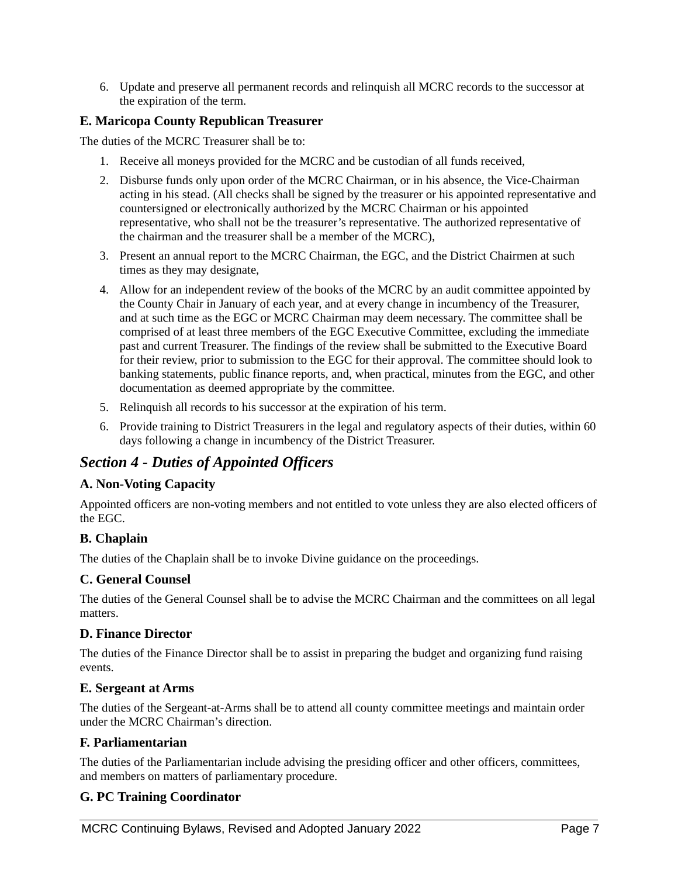6. Update and preserve all permanent records and relinquish all MCRC records to the successor at the expiration of the term.

### E. Maricopa County Republican Treasurer

The duties of the MCRC Treasurer shall be to:

1. Receive all moneys provided for the MCRC and be custodian of all funds received,
2. Disburse funds only upon order of the MCRC Chairman, or in his absence, the Vice-Chairman acting in his stead. (All checks shall be signed by the treasurer or his appointed representative and countersigned or electronically authorized by the MCRC Chairman or his appointed representative, who shall not be the treasurer's representative. The authorized representative of the chairman and the treasurer shall be a member of the MCRC),
3. Present an annual report to the MCRC Chairman, the EGC, and the District Chairmen at such times as they may designate,
4. Allow for an independent review of the books of the MCRC by an audit committee appointed by the County Chair in January of each year, and at every change in incumbency of the Treasurer, and at such time as the EGC or MCRC Chairman may deem necessary. The committee shall be comprised of at least three members of the EGC Executive Committee, excluding the immediate past and current Treasurer. The findings of the review shall be submitted to the Executive Board for their review, prior to submission to the EGC for their approval. The committee should look to banking statements, public finance reports, and, when practical, minutes from the EGC, and other documentation as deemed appropriate by the committee.
5. Relinquish all records to his successor at the expiration of his term.
6. Provide training to District Treasurers in the legal and regulatory aspects of their duties, within 60 days following a change in incumbency of the District Treasurer.

## *Section 4 - Duties of Appointed Officers*

### A. Non-Voting Capacity

Appointed officers are non-voting members and not entitled to vote unless they are also elected officers of the EGC.

### B. Chaplain

The duties of the Chaplain shall be to invoke Divine guidance on the proceedings.

### C. General Counsel

The duties of the General Counsel shall be to advise the MCRC Chairman and the committees on all legal matters.

### D. Finance Director

The duties of the Finance Director shall be to assist in preparing the budget and organizing fund raising events.

### E. Sergeant at Arms

The duties of the Sergeant-at-Arms shall be to attend all county committee meetings and maintain order under the MCRC Chairman's direction.

### F. Parliamentarian

The duties of the Parliamentarian include advising the presiding officer and other officers, committees, and members on matters of parliamentary procedure.

### G. PC Training Coordinator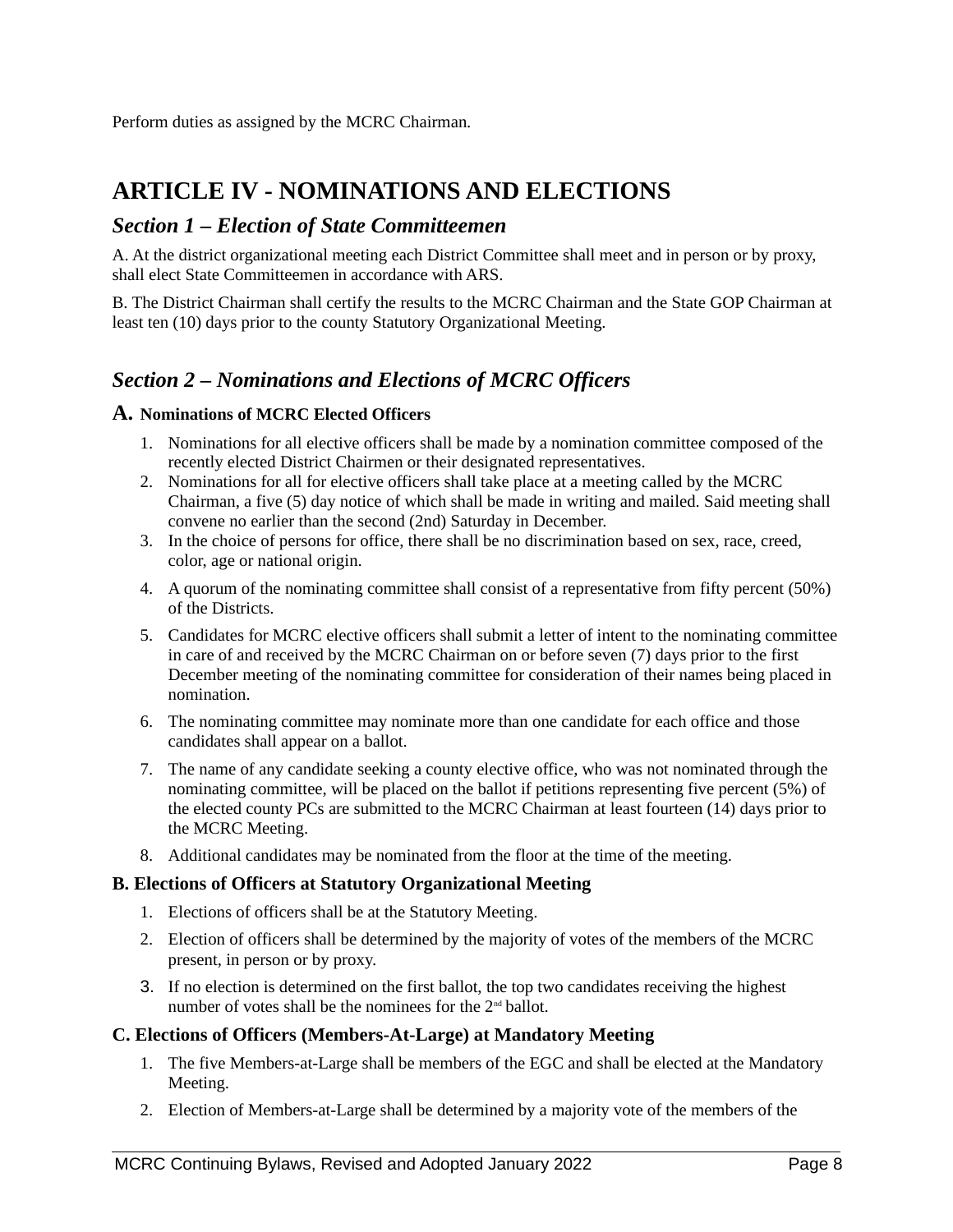Perform duties as assigned by the MCRC Chairman.

# ARTICLE IV - NOMINATIONS AND ELECTIONS

## *Section 1 – Election of State Committeemen*

A. At the district organizational meeting each District Committee shall meet and in person or by proxy, shall elect State Committeemen in accordance with ARS.

B. The District Chairman shall certify the results to the MCRC Chairman and the State GOP Chairman at least ten (10) days prior to the county Statutory Organizational Meeting.

## *Section 2 – Nominations and Elections of MCRC Officers*

### A. Nominations of MCRC Elected Officers

1. Nominations for all elective officers shall be made by a nomination committee composed of the recently elected District Chairmen or their designated representatives.
2. Nominations for all for elective officers shall take place at a meeting called by the MCRC Chairman, a five (5) day notice of which shall be made in writing and mailed. Said meeting shall convene no earlier than the second (2nd) Saturday in December.
3. In the choice of persons for office, there shall be no discrimination based on sex, race, creed, color, age or national origin.
4. A quorum of the nominating committee shall consist of a representative from fifty percent (50%) of the Districts.
5. Candidates for MCRC elective officers shall submit a letter of intent to the nominating committee in care of and received by the MCRC Chairman on or before seven (7) days prior to the first December meeting of the nominating committee for consideration of their names being placed in nomination.
6. The nominating committee may nominate more than one candidate for each office and those candidates shall appear on a ballot.
7. The name of any candidate seeking a county elective office, who was not nominated through the nominating committee, will be placed on the ballot if petitions representing five percent (5%) of the elected county PCs are submitted to the MCRC Chairman at least fourteen (14) days prior to the MCRC Meeting.
8. Additional candidates may be nominated from the floor at the time of the meeting.

### B. Elections of Officers at Statutory Organizational Meeting

1. Elections of officers shall be at the Statutory Meeting.
2. Election of officers shall be determined by the majority of votes of the members of the MCRC present, in person or by proxy.
3. If no election is determined on the first ballot, the top two candidates receiving the highest number of votes shall be the nominees for the 2nd ballot.

### C. Elections of Officers (Members-At-Large) at Mandatory Meeting

1. The five Members-at-Large shall be members of the EGC and shall be elected at the Mandatory Meeting.
2. Election of Members-at-Large shall be determined by a majority vote of the members of the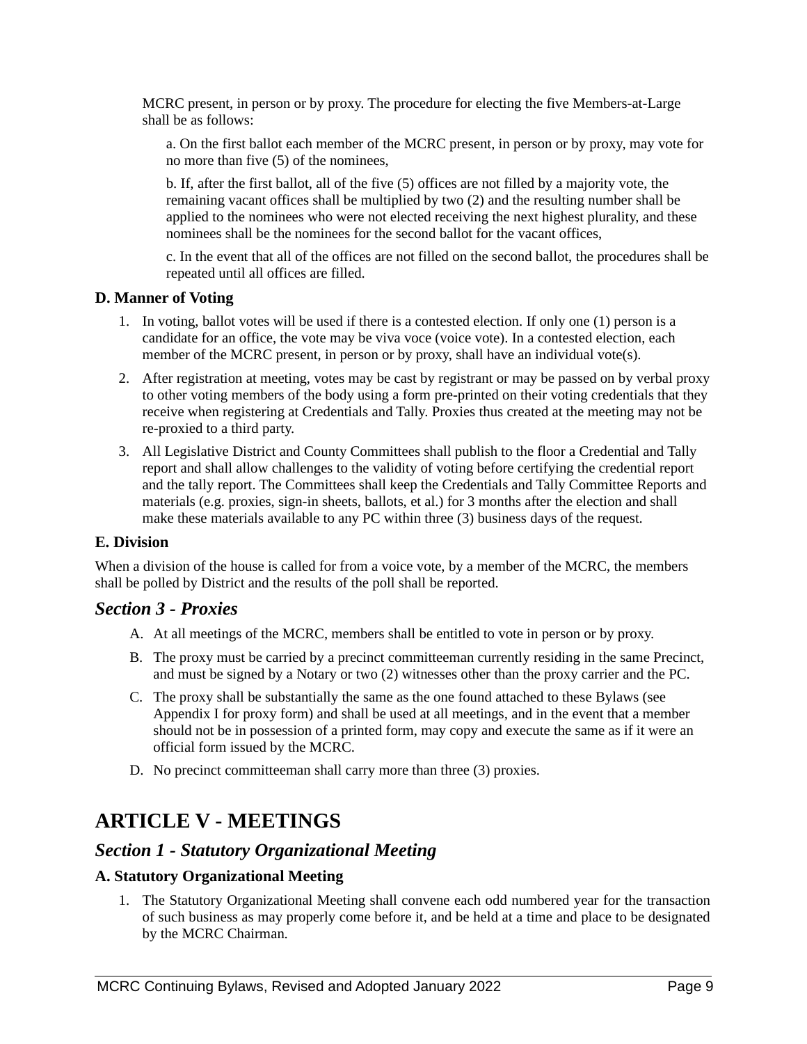MCRC present, in person or by proxy. The procedure for electing the five Members-at-Large shall be as follows:

a. On the first ballot each member of the MCRC present, in person or by proxy, may vote for no more than five (5) of the nominees,

b. If, after the first ballot, all of the five (5) offices are not filled by a majority vote, the remaining vacant offices shall be multiplied by two (2) and the resulting number shall be applied to the nominees who were not elected receiving the next highest plurality, and these nominees shall be the nominees for the second ballot for the vacant offices,

c. In the event that all of the offices are not filled on the second ballot, the procedures shall be repeated until all offices are filled.

### D. Manner of Voting

1. In voting, ballot votes will be used if there is a contested election. If only one (1) person is a candidate for an office, the vote may be viva voce (voice vote). In a contested election, each member of the MCRC present, in person or by proxy, shall have an individual vote(s).
2. After registration at meeting, votes may be cast by registrant or may be passed on by verbal proxy to other voting members of the body using a form pre-printed on their voting credentials that they receive when registering at Credentials and Tally. Proxies thus created at the meeting may not be re-proxied to a third party.
3. All Legislative District and County Committees shall publish to the floor a Credential and Tally report and shall allow challenges to the validity of voting before certifying the credential report and the tally report. The Committees shall keep the Credentials and Tally Committee Reports and materials (e.g. proxies, sign-in sheets, ballots, et al.) for 3 months after the election and shall make these materials available to any PC within three (3) business days of the request.

### E. Division

When a division of the house is called for from a voice vote, by a member of the MCRC, the members shall be polled by District and the results of the poll shall be reported.

## *Section 3 - Proxies*

A. At all meetings of the MCRC, members shall be entitled to vote in person or by proxy.

B. The proxy must be carried by a precinct committeeman currently residing in the same Precinct, and must be signed by a Notary or two (2) witnesses other than the proxy carrier and the PC.

C. The proxy shall be substantially the same as the one found attached to these Bylaws (see Appendix I for proxy form) and shall be used at all meetings, and in the event that a member should not be in possession of a printed form, may copy and execute the same as if it were an official form issued by the MCRC.

D. No precinct committeeman shall carry more than three (3) proxies.

# ARTICLE V - MEETINGS

## *Section 1 - Statutory Organizational Meeting*

### A. Statutory Organizational Meeting

1. The Statutory Organizational Meeting shall convene each odd numbered year for the transaction of such business as may properly come before it, and be held at a time and place to be designated by the MCRC Chairman.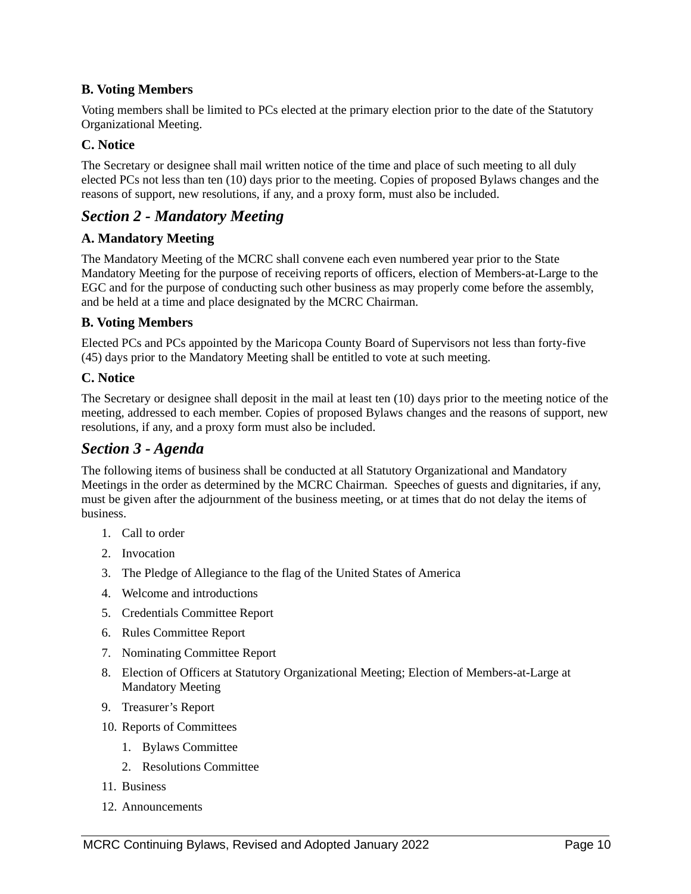### B. Voting Members

Voting members shall be limited to PCs elected at the primary election prior to the date of the Statutory Organizational Meeting.

### C. Notice

The Secretary or designee shall mail written notice of the time and place of such meeting to all duly elected PCs not less than ten (10) days prior to the meeting. Copies of proposed Bylaws changes and the reasons of support, new resolutions, if any, and a proxy form, must also be included.

## *Section 2 - Mandatory Meeting*

### A. Mandatory Meeting

The Mandatory Meeting of the MCRC shall convene each even numbered year prior to the State Mandatory Meeting for the purpose of receiving reports of officers, election of Members-at-Large to the EGC and for the purpose of conducting such other business as may properly come before the assembly, and be held at a time and place designated by the MCRC Chairman.

### B. Voting Members

Elected PCs and PCs appointed by the Maricopa County Board of Supervisors not less than forty-five (45) days prior to the Mandatory Meeting shall be entitled to vote at such meeting.

### C. Notice

The Secretary or designee shall deposit in the mail at least ten (10) days prior to the meeting notice of the meeting, addressed to each member. Copies of proposed Bylaws changes and the reasons of support, new resolutions, if any, and a proxy form must also be included.

## *Section 3 - Agenda*

The following items of business shall be conducted at all Statutory Organizational and Mandatory Meetings in the order as determined by the MCRC Chairman. Speeches of guests and dignitaries, if any, must be given after the adjournment of the business meeting, or at times that do not delay the items of business.

1. Call to order
2. Invocation
3. The Pledge of Allegiance to the flag of the United States of America
4. Welcome and introductions
5. Credentials Committee Report
6. Rules Committee Report
7. Nominating Committee Report
8. Election of Officers at Statutory Organizational Meeting; Election of Members-at-Large at Mandatory Meeting
9. Treasurer's Report
10. Reports of Committees
    1. Bylaws Committee
    2. Resolutions Committee
11. Business
12. Announcements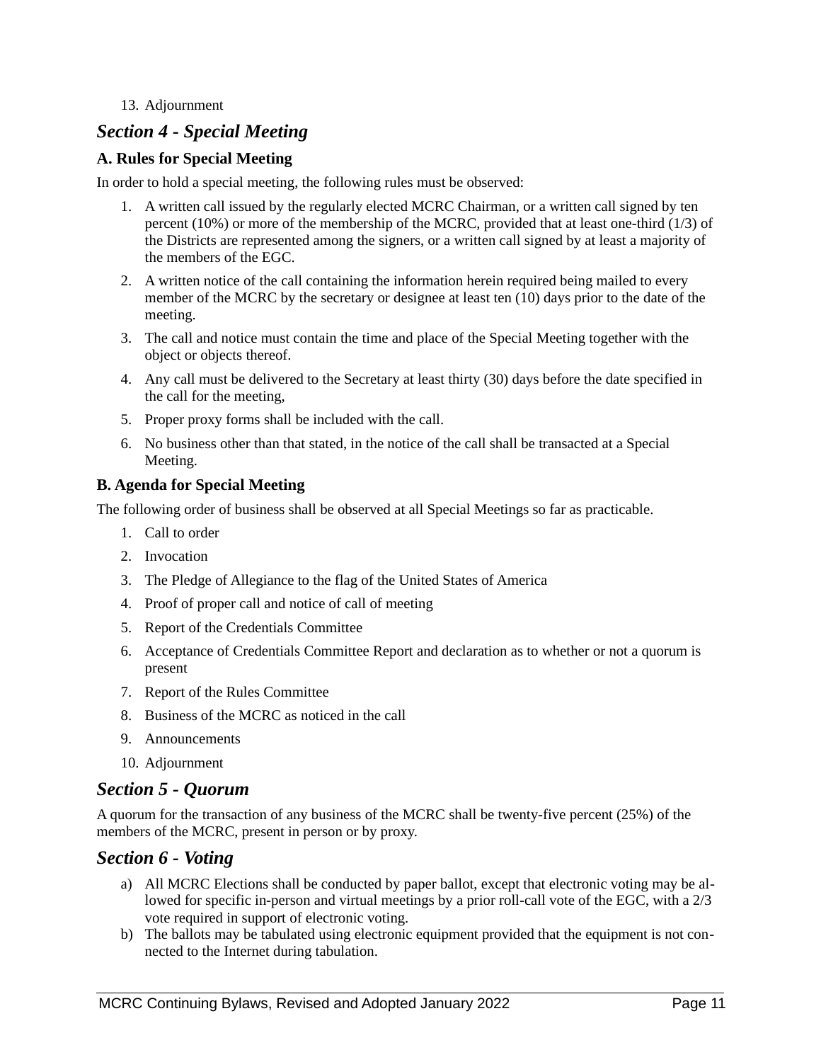13. Adjournment

## *Section 4 - Special Meeting*

### A. Rules for Special Meeting

In order to hold a special meeting, the following rules must be observed:

1. A written call issued by the regularly elected MCRC Chairman, or a written call signed by ten percent (10%) or more of the membership of the MCRC, provided that at least one-third (1/3) of the Districts are represented among the signers, or a written call signed by at least a majority of the members of the EGC.
2. A written notice of the call containing the information herein required being mailed to every member of the MCRC by the secretary or designee at least ten (10) days prior to the date of the meeting.
3. The call and notice must contain the time and place of the Special Meeting together with the object or objects thereof.
4. Any call must be delivered to the Secretary at least thirty (30) days before the date specified in the call for the meeting,
5. Proper proxy forms shall be included with the call.
6. No business other than that stated, in the notice of the call shall be transacted at a Special Meeting.

### B. Agenda for Special Meeting

The following order of business shall be observed at all Special Meetings so far as practicable.

1. Call to order
2. Invocation
3. The Pledge of Allegiance to the flag of the United States of America
4. Proof of proper call and notice of call of meeting
5. Report of the Credentials Committee
6. Acceptance of Credentials Committee Report and declaration as to whether or not a quorum is present
7. Report of the Rules Committee
8. Business of the MCRC as noticed in the call
9. Announcements
10. Adjournment

## *Section 5 - Quorum*

A quorum for the transaction of any business of the MCRC shall be twenty-five percent (25%) of the members of the MCRC, present in person or by proxy.

## *Section 6 - Voting*

a) All MCRC Elections shall be conducted by paper ballot, except that electronic voting may be allowed for specific in-person and virtual meetings by a prior roll-call vote of the EGC, with a 2/3 vote required in support of electronic voting.
b) The ballots may be tabulated using electronic equipment provided that the equipment is not connected to the Internet during tabulation.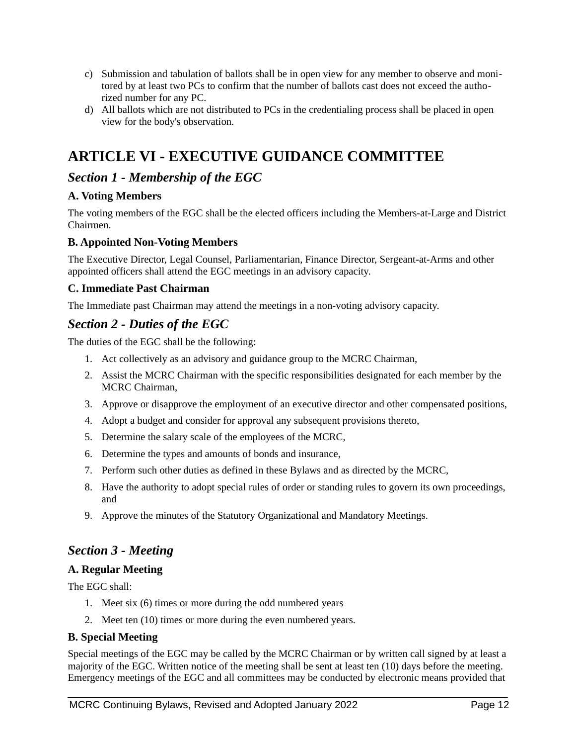c) Submission and tabulation of ballots shall be in open view for any member to observe and monitored by at least two PCs to confirm that the number of ballots cast does not exceed the authorized number for any PC.
d) All ballots which are not distributed to PCs in the credentialing process shall be placed in open view for the body's observation.

# ARTICLE VI - EXECUTIVE GUIDANCE COMMITTEE

## *Section 1 - Membership of the EGC*

### A. Voting Members

The voting members of the EGC shall be the elected officers including the Members-at-Large and District Chairmen.

### B. Appointed Non-Voting Members

The Executive Director, Legal Counsel, Parliamentarian, Finance Director, Sergeant-at-Arms and other appointed officers shall attend the EGC meetings in an advisory capacity.

### C. Immediate Past Chairman

The Immediate past Chairman may attend the meetings in a non-voting advisory capacity.

## *Section 2 - Duties of the EGC*

The duties of the EGC shall be the following:

1. Act collectively as an advisory and guidance group to the MCRC Chairman,
2. Assist the MCRC Chairman with the specific responsibilities designated for each member by the MCRC Chairman,
3. Approve or disapprove the employment of an executive director and other compensated positions,
4. Adopt a budget and consider for approval any subsequent provisions thereto,
5. Determine the salary scale of the employees of the MCRC,
6. Determine the types and amounts of bonds and insurance,
7. Perform such other duties as defined in these Bylaws and as directed by the MCRC,
8. Have the authority to adopt special rules of order or standing rules to govern its own proceedings, and
9. Approve the minutes of the Statutory Organizational and Mandatory Meetings.

## *Section 3 - Meeting*

### A. Regular Meeting

The EGC shall:

1. Meet six (6) times or more during the odd numbered years
2. Meet ten (10) times or more during the even numbered years.

### B. Special Meeting

Special meetings of the EGC may be called by the MCRC Chairman or by written call signed by at least a majority of the EGC. Written notice of the meeting shall be sent at least ten (10) days before the meeting. Emergency meetings of the EGC and all committees may be conducted by electronic means provided that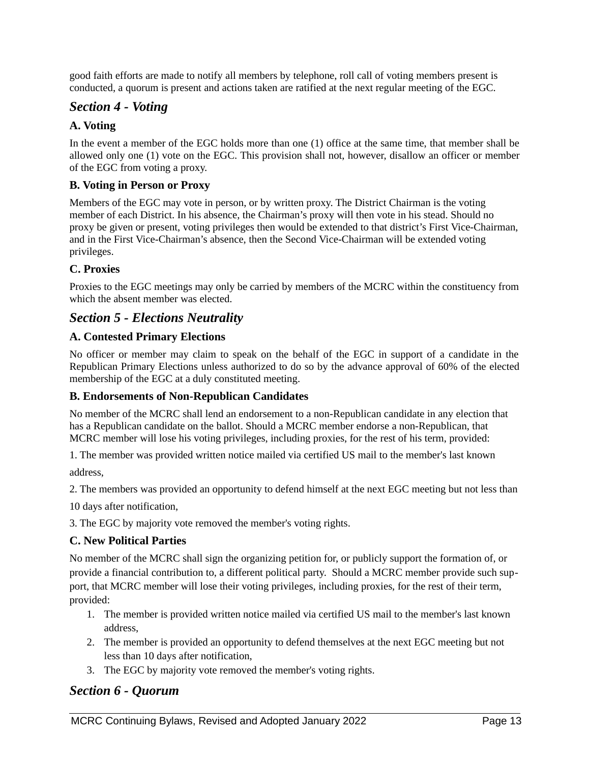good faith efforts are made to notify all members by telephone, roll call of voting members present is conducted, a quorum is present and actions taken are ratified at the next regular meeting of the EGC.

## *Section 4 - Voting*

### A. Voting

In the event a member of the EGC holds more than one (1) office at the same time, that member shall be allowed only one (1) vote on the EGC. This provision shall not, however, disallow an officer or member of the EGC from voting a proxy.

### B. Voting in Person or Proxy

Members of the EGC may vote in person, or by written proxy. The District Chairman is the voting member of each District. In his absence, the Chairman's proxy will then vote in his stead. Should no proxy be given or present, voting privileges then would be extended to that district's First Vice-Chairman, and in the First Vice-Chairman's absence, then the Second Vice-Chairman will be extended voting privileges.

### C. Proxies

Proxies to the EGC meetings may only be carried by members of the MCRC within the constituency from which the absent member was elected.

## *Section 5 - Elections Neutrality*

### A. Contested Primary Elections

No officer or member may claim to speak on the behalf of the EGC in support of a candidate in the Republican Primary Elections unless authorized to do so by the advance approval of 60% of the elected membership of the EGC at a duly constituted meeting.

### B. Endorsements of Non-Republican Candidates

No member of the MCRC shall lend an endorsement to a non-Republican candidate in any election that has a Republican candidate on the ballot. Should a MCRC member endorse a non-Republican, that MCRC member will lose his voting privileges, including proxies, for the rest of his term, provided:

1. The member was provided written notice mailed via certified US mail to the member's last known address,
2. The members was provided an opportunity to defend himself at the next EGC meeting but not less than 10 days after notification,
3. The EGC by majority vote removed the member's voting rights.

### C. New Political Parties

No member of the MCRC shall sign the organizing petition for, or publicly support the formation of, or provide a financial contribution to, a different political party. Should a MCRC member provide such support, that MCRC member will lose their voting privileges, including proxies, for the rest of their term, provided:

1. The member is provided written notice mailed via certified US mail to the member's last known address,
2. The member is provided an opportunity to defend themselves at the next EGC meeting but not less than 10 days after notification,
3. The EGC by majority vote removed the member's voting rights.

## *Section 6 - Quorum*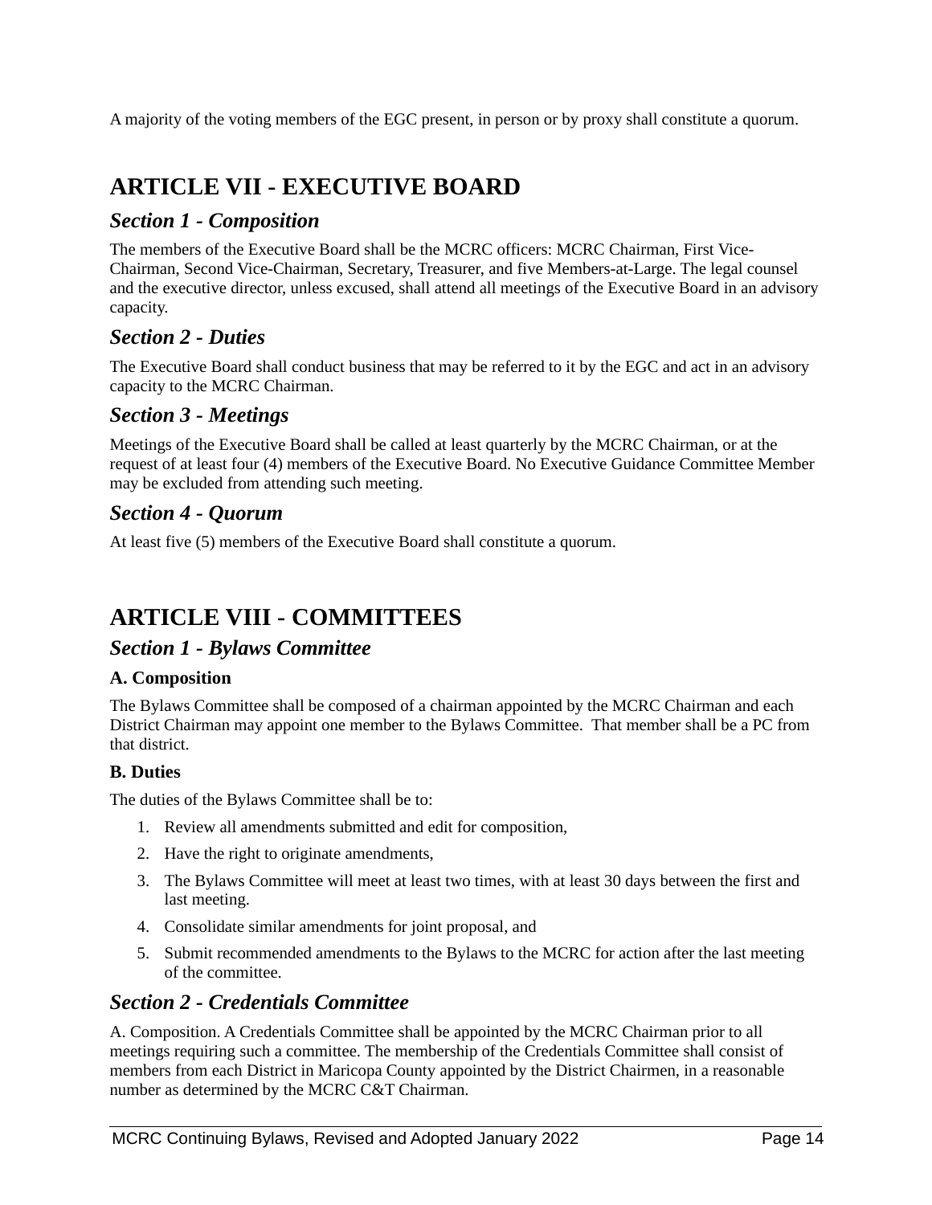A majority of the voting members of the EGC present, in person or by proxy shall constitute a quorum.

# ARTICLE VII - EXECUTIVE BOARD

## *Section 1 - Composition*

The members of the Executive Board shall be the MCRC officers: MCRC Chairman, First Vice-Chairman, Second Vice-Chairman, Secretary, Treasurer, and five Members-at-Large. The legal counsel and the executive director, unless excused, shall attend all meetings of the Executive Board in an advisory capacity.

## *Section 2 - Duties*

The Executive Board shall conduct business that may be referred to it by the EGC and act in an advisory capacity to the MCRC Chairman.

## *Section 3 - Meetings*

Meetings of the Executive Board shall be called at least quarterly by the MCRC Chairman, or at the request of at least four (4) members of the Executive Board. No Executive Guidance Committee Member may be excluded from attending such meeting.

## *Section 4 - Quorum*

At least five (5) members of the Executive Board shall constitute a quorum.

# ARTICLE VIII - COMMITTEES

## *Section 1 - Bylaws Committee*

### A. Composition

The Bylaws Committee shall be composed of a chairman appointed by the MCRC Chairman and each District Chairman may appoint one member to the Bylaws Committee. That member shall be a PC from that district.

### B. Duties

The duties of the Bylaws Committee shall be to:

1. Review all amendments submitted and edit for composition,
2. Have the right to originate amendments,
3. The Bylaws Committee will meet at least two times, with at least 30 days between the first and last meeting.
4. Consolidate similar amendments for joint proposal, and
5. Submit recommended amendments to the Bylaws to the MCRC for action after the last meeting of the committee.

## *Section 2 - Credentials Committee*

A. Composition. A Credentials Committee shall be appointed by the MCRC Chairman prior to all meetings requiring such a committee. The membership of the Credentials Committee shall consist of members from each District in Maricopa County appointed by the District Chairmen, in a reasonable number as determined by the MCRC C&T Chairman.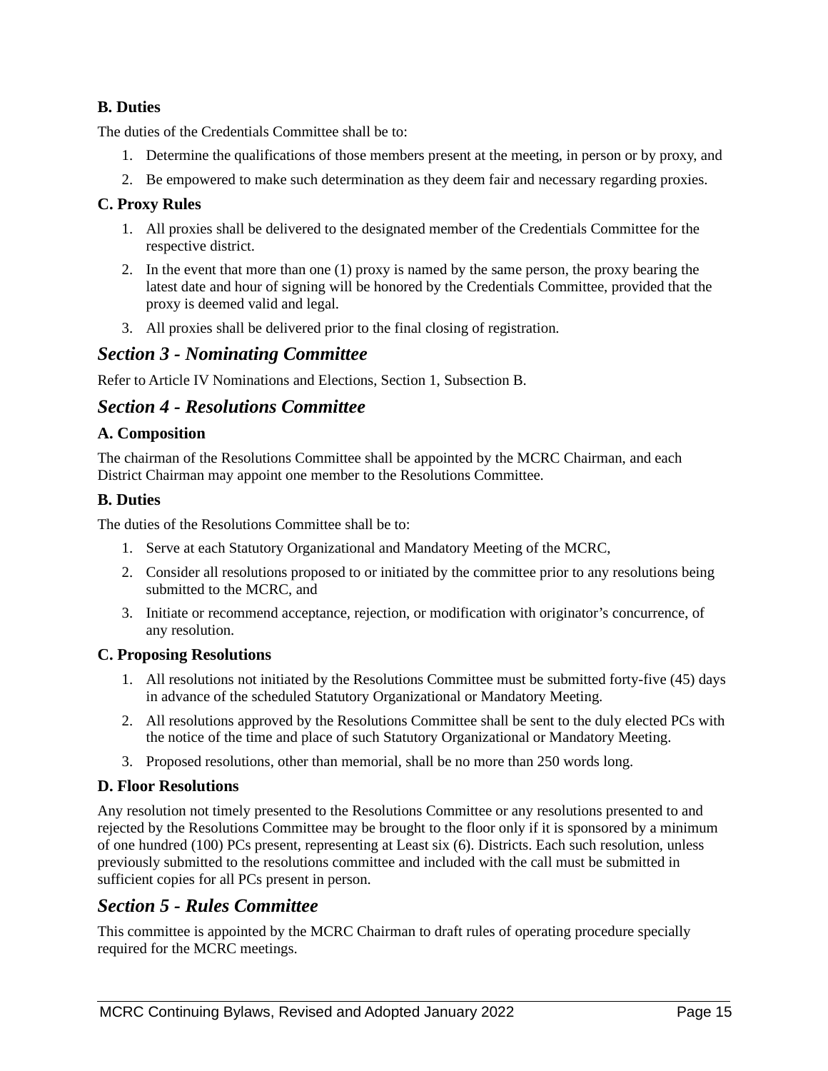### B. Duties

The duties of the Credentials Committee shall be to:

1. Determine the qualifications of those members present at the meeting, in person or by proxy, and
2. Be empowered to make such determination as they deem fair and necessary regarding proxies.

### C. Proxy Rules

1. All proxies shall be delivered to the designated member of the Credentials Committee for the respective district.
2. In the event that more than one (1) proxy is named by the same person, the proxy bearing the latest date and hour of signing will be honored by the Credentials Committee, provided that the proxy is deemed valid and legal.
3. All proxies shall be delivered prior to the final closing of registration.

## *Section 3 - Nominating Committee*

Refer to Article IV Nominations and Elections, Section 1, Subsection B.

## *Section 4 - Resolutions Committee*

### A. Composition

The chairman of the Resolutions Committee shall be appointed by the MCRC Chairman, and each District Chairman may appoint one member to the Resolutions Committee.

### B. Duties

The duties of the Resolutions Committee shall be to:

1. Serve at each Statutory Organizational and Mandatory Meeting of the MCRC,
2. Consider all resolutions proposed to or initiated by the committee prior to any resolutions being submitted to the MCRC, and
3. Initiate or recommend acceptance, rejection, or modification with originator's concurrence, of any resolution.

### C. Proposing Resolutions

1. All resolutions not initiated by the Resolutions Committee must be submitted forty-five (45) days in advance of the scheduled Statutory Organizational or Mandatory Meeting.
2. All resolutions approved by the Resolutions Committee shall be sent to the duly elected PCs with the notice of the time and place of such Statutory Organizational or Mandatory Meeting.
3. Proposed resolutions, other than memorial, shall be no more than 250 words long.

### D. Floor Resolutions

Any resolution not timely presented to the Resolutions Committee or any resolutions presented to and rejected by the Resolutions Committee may be brought to the floor only if it is sponsored by a minimum of one hundred (100) PCs present, representing at Least six (6). Districts. Each such resolution, unless previously submitted to the resolutions committee and included with the call must be submitted in sufficient copies for all PCs present in person.

## *Section 5 - Rules Committee*

This committee is appointed by the MCRC Chairman to draft rules of operating procedure specially required for the MCRC meetings.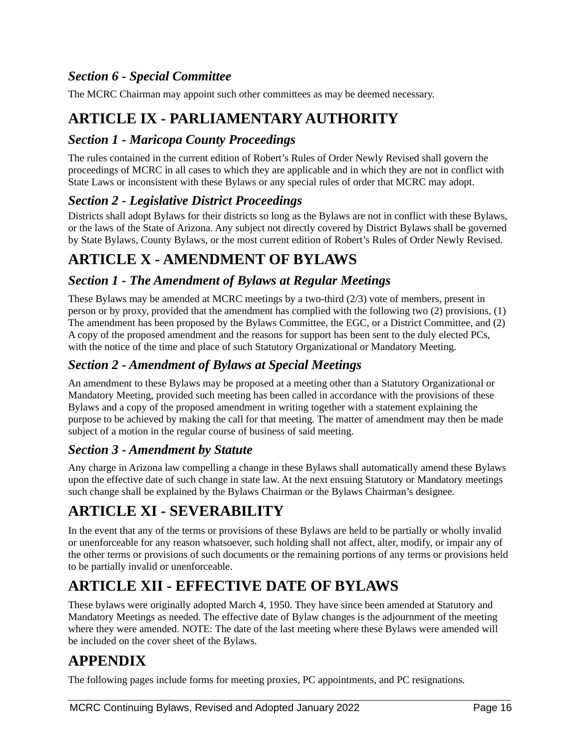### *Section 6 - Special Committee*

The MCRC Chairman may appoint such other committees as may be deemed necessary.

## ARTICLE IX - PARLIAMENTARY AUTHORITY

### *Section 1 - Maricopa County Proceedings*

The rules contained in the current edition of Robert's Rules of Order Newly Revised shall govern the proceedings of MCRC in all cases to which they are applicable and in which they are not in conflict with State Laws or inconsistent with these Bylaws or any special rules of order that MCRC may adopt.

### *Section 2 - Legislative District Proceedings*

Districts shall adopt Bylaws for their districts so long as the Bylaws are not in conflict with these Bylaws, or the laws of the State of Arizona. Any subject not directly covered by District Bylaws shall be governed by State Bylaws, County Bylaws, or the most current edition of Robert's Rules of Order Newly Revised.

## ARTICLE X - AMENDMENT OF BYLAWS

### *Section 1 - The Amendment of Bylaws at Regular Meetings*

These Bylaws may be amended at MCRC meetings by a two-third (2/3) vote of members, present in person or by proxy, provided that the amendment has complied with the following two (2) provisions, (1) The amendment has been proposed by the Bylaws Committee, the EGC, or a District Committee, and (2) A copy of the proposed amendment and the reasons for support has been sent to the duly elected PCs, with the notice of the time and place of such Statutory Organizational or Mandatory Meeting.

### *Section 2 - Amendment of Bylaws at Special Meetings*

An amendment to these Bylaws may be proposed at a meeting other than a Statutory Organizational or Mandatory Meeting, provided such meeting has been called in accordance with the provisions of these Bylaws and a copy of the proposed amendment in writing together with a statement explaining the purpose to be achieved by making the call for that meeting. The matter of amendment may then be made subject of a motion in the regular course of business of said meeting.

### *Section 3 - Amendment by Statute*

Any charge in Arizona law compelling a change in these Bylaws shall automatically amend these Bylaws upon the effective date of such change in state law. At the next ensuing Statutory or Mandatory meetings such change shall be explained by the Bylaws Chairman or the Bylaws Chairman's designee.

## ARTICLE XI - SEVERABILITY

In the event that any of the terms or provisions of these Bylaws are held to be partially or wholly invalid or unenforceable for any reason whatsoever, such holding shall not affect, alter, modify, or impair any of the other terms or provisions of such documents or the remaining portions of any terms or provisions held to be partially invalid or unenforceable.

## ARTICLE XII - EFFECTIVE DATE OF BYLAWS

These bylaws were originally adopted March 4, 1950. They have since been amended at Statutory and Mandatory Meetings as needed. The effective date of Bylaw changes is the adjournment of the meeting where they were amended. NOTE: The date of the last meeting where these Bylaws were amended will be included on the cover sheet of the Bylaws.

## APPENDIX

The following pages include forms for meeting proxies, PC appointments, and PC resignations.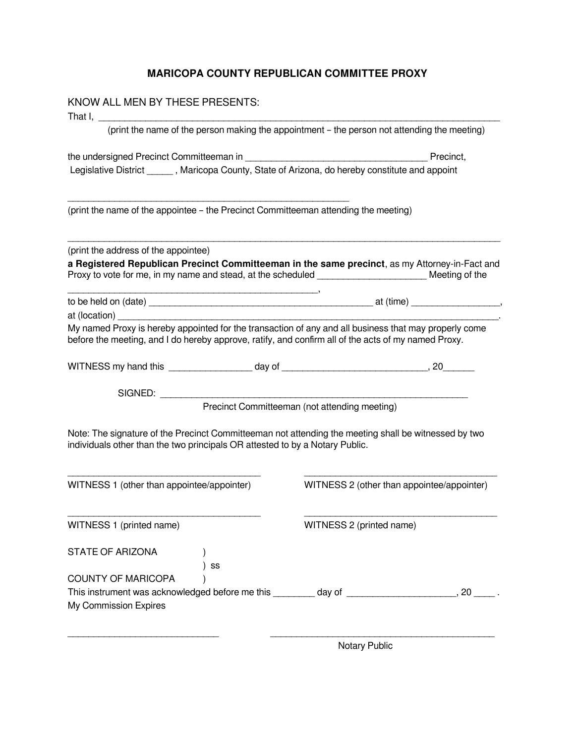# MARICOPA COUNTY REPUBLICAN COMMITTEE PROXY

KNOW ALL MEN BY THESE PRESENTS:

That I, ______________________________________________________________________________

(print the name of the person making the appointment – the person not attending the meeting)

the undersigned Precinct Committeeman in ___________________________________ Precinct, Legislative District _____ , Maricopa County, State of Arizona, do hereby constitute and appoint

_______________________________________________________

(print the name of the appointee – the Precinct Committeeman attending the meeting)

______________________________________________________________________________

(print the address of the appointee)

**a Registered Republican Precinct Committeeman in the same precinct**, as my Attorney-in-Fact and Proxy to vote for me, in my name and stead, at the scheduled _____________________ Meeting of the

_________________________________________________,

to be held on (date) ____________________________________________ at (time) _________________,

at (location) ___________________________________________________________________________.

My named Proxy is hereby appointed for the transaction of any and all business that may properly come before the meeting, and I do hereby approve, ratify, and confirm all of the acts of my named Proxy.

WITNESS my hand this ________________ day of ____________________________, 20______

SIGNED: ____________________________________________________________

Precinct Committeeman (not attending meeting)

Note: The signature of the Precinct Committeeman not attending the meeting shall be witnessed by two individuals other than the two principals OR attested to by a Notary Public.

______________________________________ WITNESS 1 (other than appointee/appointer)

______________________________________ WITNESS 2 (other than appointee/appointer)

______________________________________ WITNESS 1 (printed name)

______________________________________ WITNESS 2 (printed name)

STATE OF ARIZONA )

) ss

COUNTY OF MARICOPA )

This instrument was acknowledged before me this ________ day of _____________________, 20 ____ .

My Commission Expires

______________________________

______________________________________________

Notary Public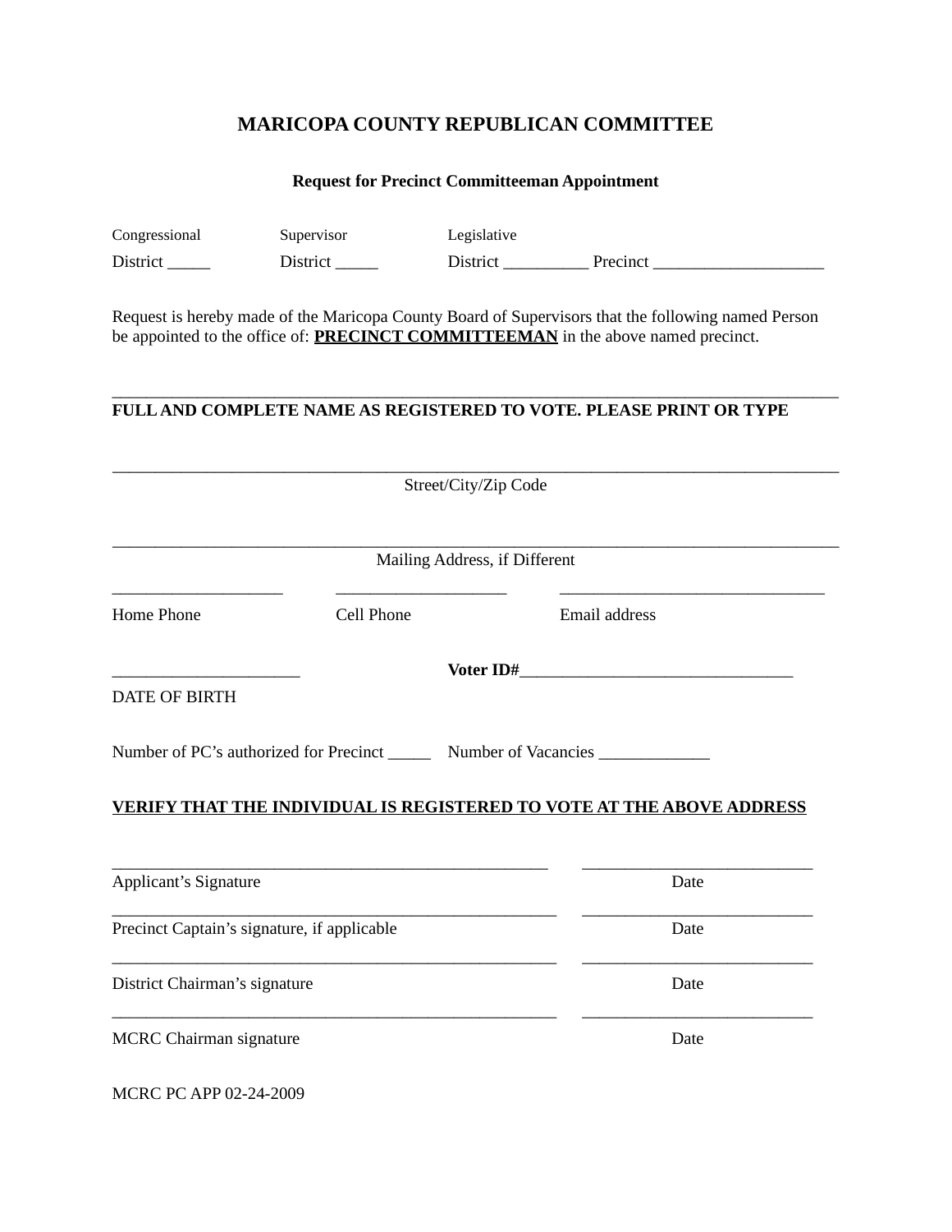# MARICOPA COUNTY REPUBLICAN COMMITTEE

### Request for Precinct Committeeman Appointment

Congressional District _____ Supervisor District _____ Legislative District __________ Precinct ____________________

Request is hereby made of the Maricopa County Board of Supervisors that the following named Person be appointed to the office of: **PRECINCT COMMITTEEMAN** in the above named precinct.

_______________________________________________________________________________

**FULL AND COMPLETE NAME AS REGISTERED TO VOTE. PLEASE PRINT OR TYPE**

_______________________________________________________________________________

Street/City/Zip Code

_______________________________________________________________________________

Mailing Address, if Different

____________________ ____________________ _______________________________

Home Phone Cell Phone Email address

______________________ **Voter ID#**________________________________

DATE OF BIRTH

Number of PC's authorized for Precinct _____ Number of Vacancies _____________

**VERIFY THAT THE INDIVIDUAL IS REGISTERED TO VOTE AT THE ABOVE ADDRESS**

_____________________________________________________ ___________________________

Applicant's Signature Date

_____________________________________________________ ___________________________

Precinct Captain's signature, if applicable Date

_____________________________________________________ ___________________________

District Chairman's signature Date

_____________________________________________________ ___________________________

MCRC Chairman signature Date

MCRC PC APP 02-24-2009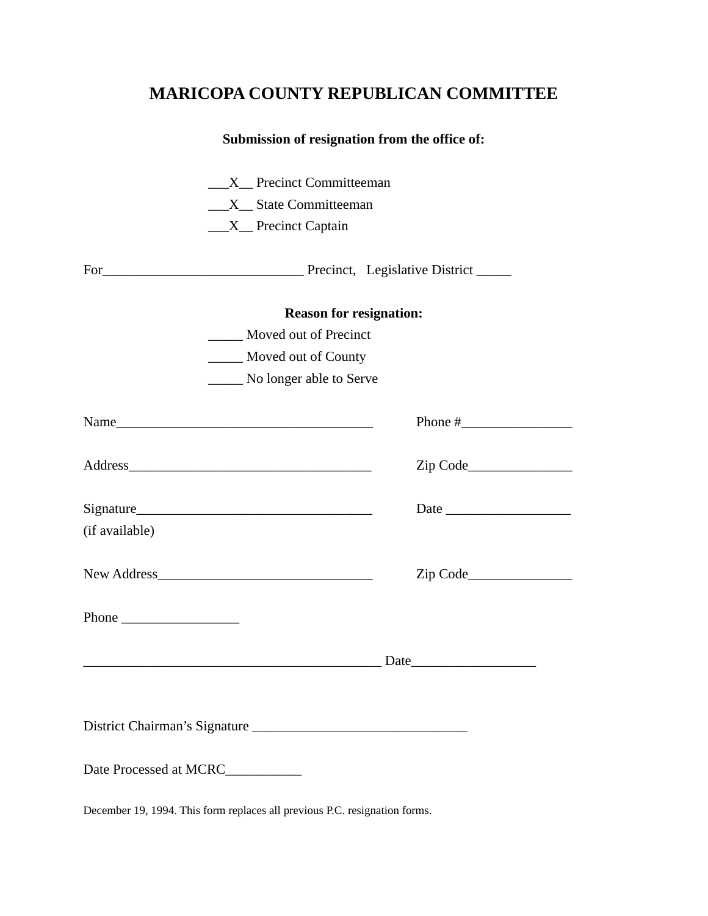# MARICOPA COUNTY REPUBLICAN COMMITTEE

**Submission of resignation from the office of:**

___X__ Precinct Committeeman
___X__ State Committeeman
___X__ Precinct Captain

For_____________________________ Precinct,   Legislative District _____

**Reason for resignation:**

_____ Moved out of Precinct
_____ Moved out of County
_____ No longer able to Serve

Name_____________________________________   Phone #________________

Address___________________________________   Zip Code_______________

Signature_________________________________   Date __________________
(if available)

New Address_______________________________   Zip Code_______________

Phone _________________

____________________________________________ Date__________________

District Chairman's Signature _______________________________

Date Processed at MCRC___________

December 19, 1994. This form replaces all previous P.C. resignation forms.